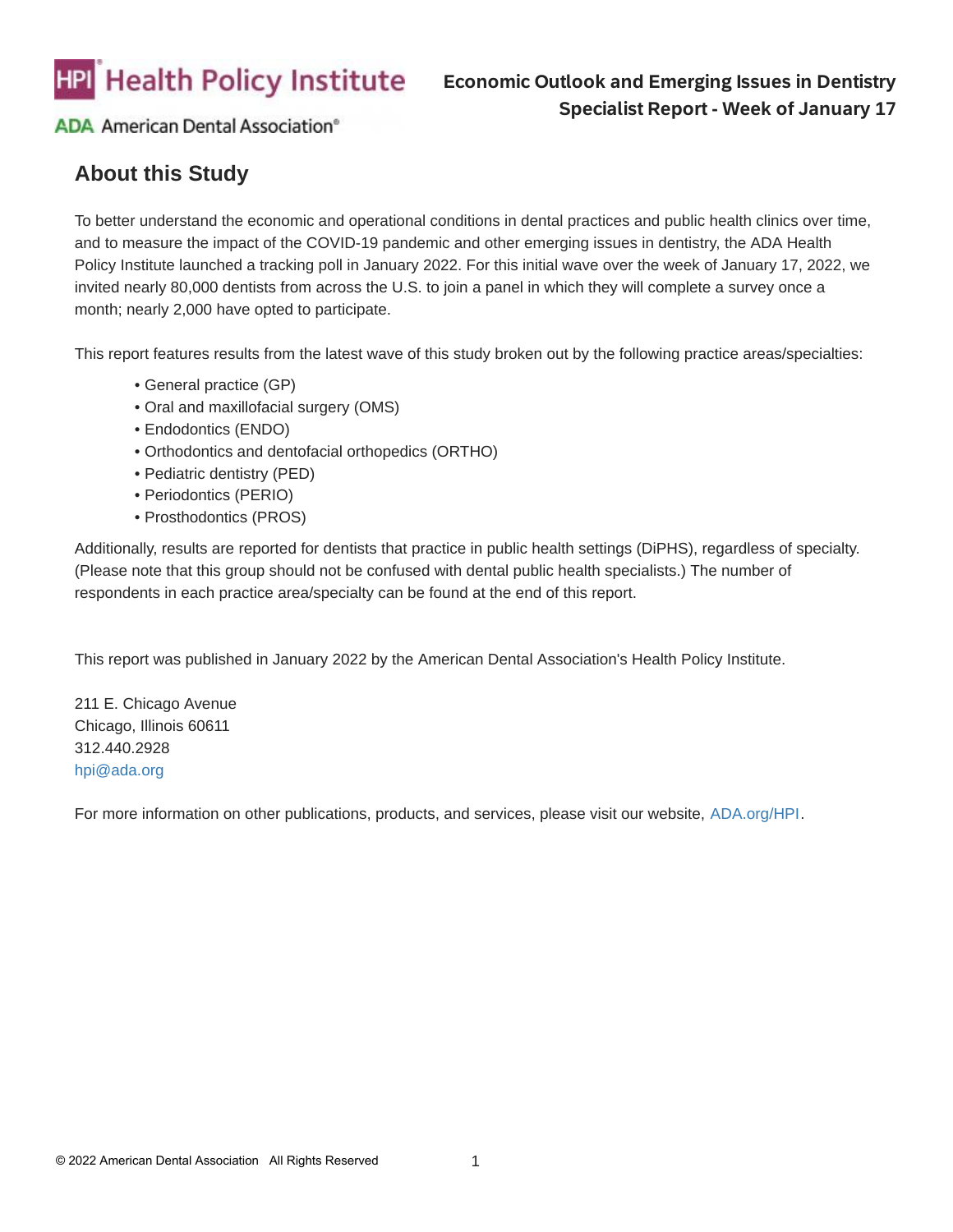Health Policy Institute

ADA American Dental Association®

**Economic Outlook and Emerging Issues in Dentistry**
**Specialist Report - Week of January 17**

## About this Study

To better understand the economic and operational conditions in dental practices and public health clinics over time, and to measure the impact of the COVID-19 pandemic and other emerging issues in dentistry, the ADA Health Policy Institute launched a tracking poll in January 2022. For this initial wave over the week of January 17, 2022, we invited nearly 80,000 dentists from across the U.S. to join a panel in which they will complete a survey once a month; nearly 2,000 have opted to participate.

This report features results from the latest wave of this study broken out by the following practice areas/specialties:

- General practice (GP)
- Oral and maxillofacial surgery (OMS)
- Endodontics (ENDO)
- Orthodontics and dentofacial orthopedics (ORTHO)
- Pediatric dentistry (PED)
- Periodontics (PERIO)
- Prosthodontics (PROS)

Additionally, results are reported for dentists that practice in public health settings (DiPHS), regardless of specialty. (Please note that this group should not be confused with dental public health specialists.) The number of respondents in each practice area/specialty can be found at the end of this report.

This report was published in January 2022 by the American Dental Association's Health Policy Institute.

211 E. Chicago Avenue
Chicago, Illinois 60611
312.440.2928
hpi@ada.org

For more information on other publications, products, and services, please visit our website, ADA.org/HPI.

© 2022 American Dental Association All Rights Reserved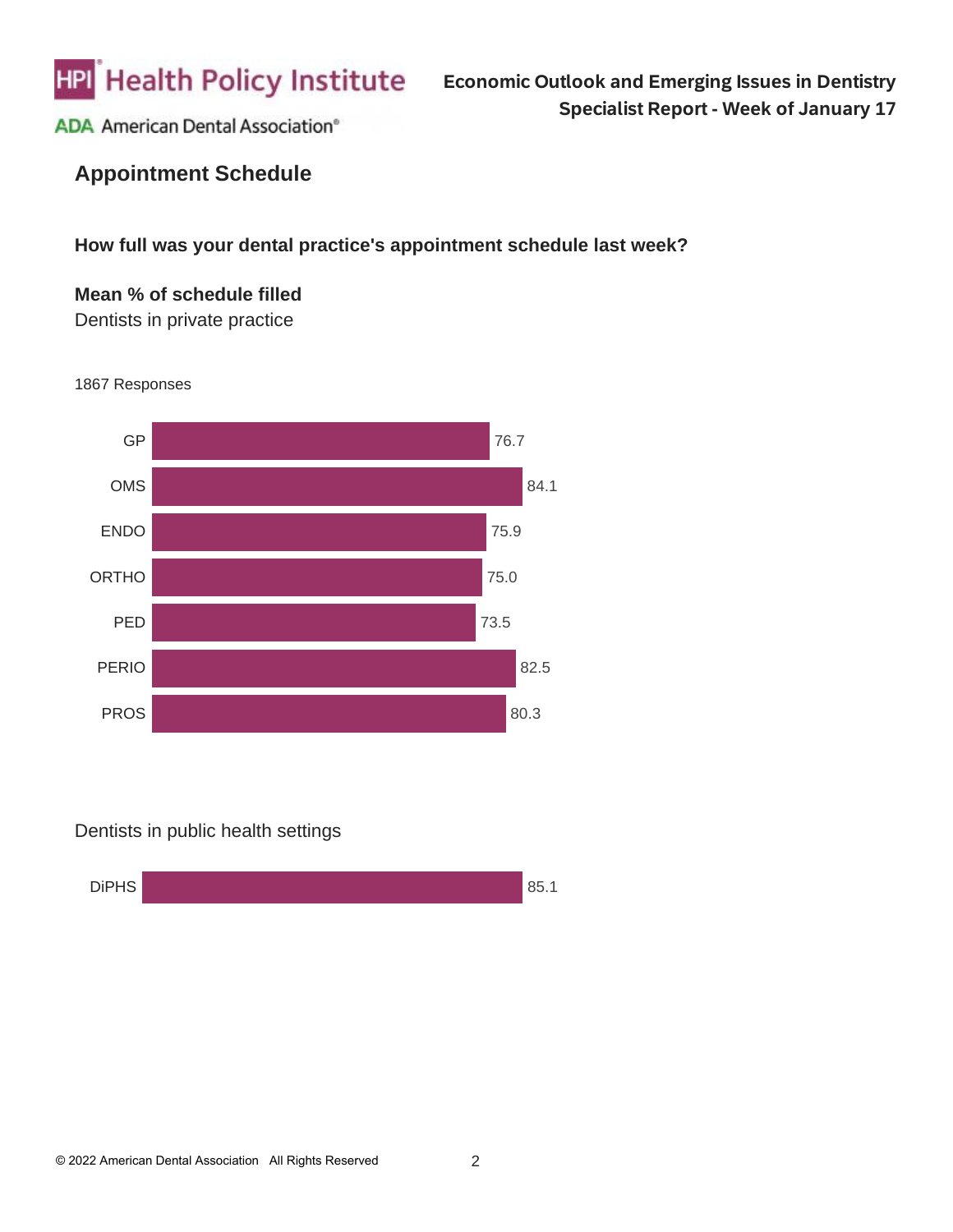## Appointment Schedule

**How full was your dental practice's appointment schedule last week?**

**Mean % of schedule filled**

Dentists in private practice

1867 Responses

| Specialty | Mean % of schedule filled |
|---|---|
| GP | 76.7 |
| OMS | 84.1 |
| ENDO | 75.9 |
| ORTHO | 75.0 |
| PED | 73.5 |
| PERIO | 82.5 |
| PROS | 80.3 |

Dentists in public health settings

| Specialty | Mean % of schedule filled |
|---|---|
| DiPHS | 85.1 |

© 2022 American Dental Association All Rights Reserved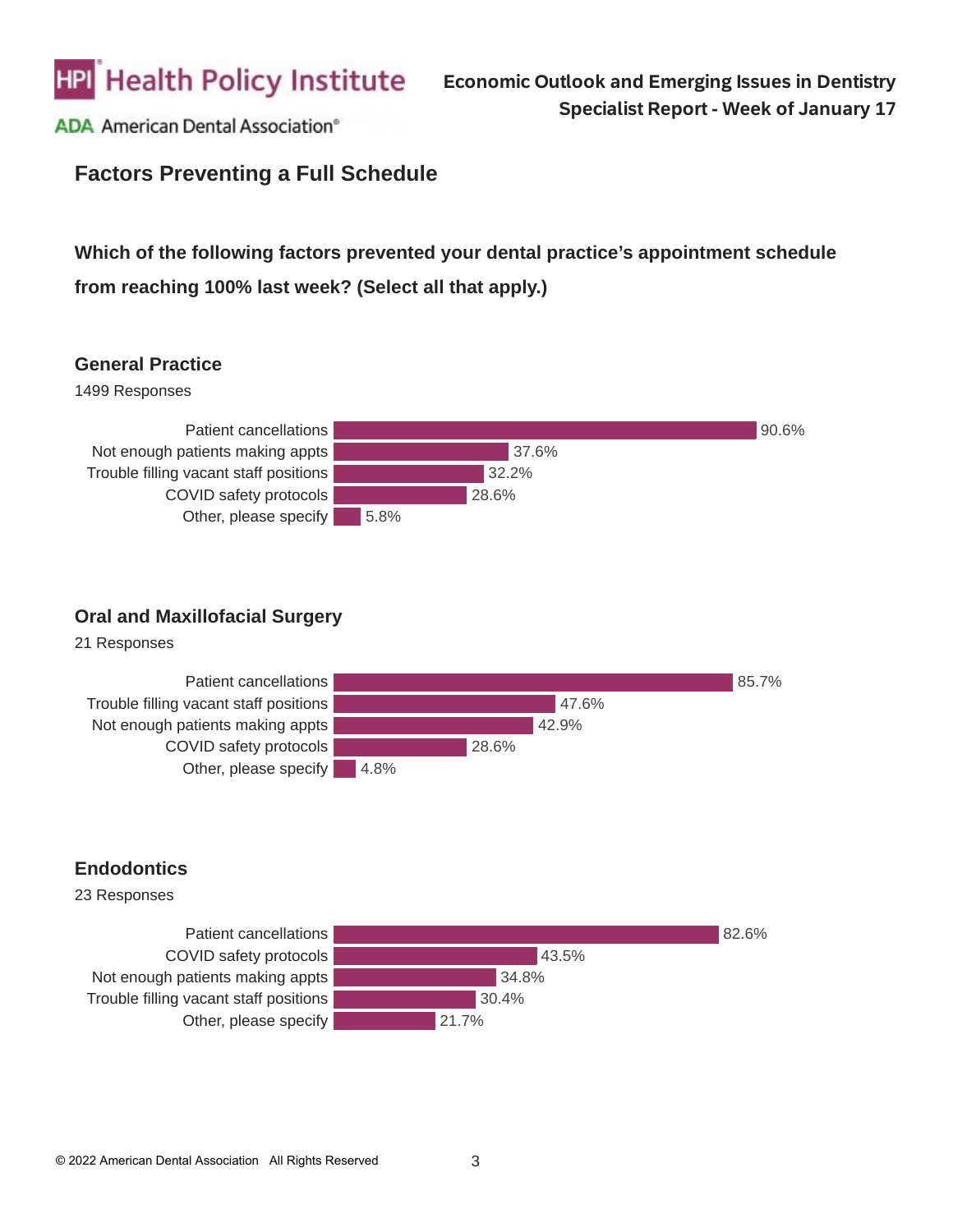## Factors Preventing a Full Schedule

**Which of the following factors prevented your dental practice's appointment schedule from reaching 100% last week? (Select all that apply.)**

### General Practice

1499 Responses

| Factor | Percent |
|---|---|
| Patient cancellations | 90.6% |
| Not enough patients making appts | 37.6% |
| Trouble filling vacant staff positions | 32.2% |
| COVID safety protocols | 28.6% |
| Other, please specify | 5.8% |

### Oral and Maxillofacial Surgery

21 Responses

| Factor | Percent |
|---|---|
| Patient cancellations | 85.7% |
| Trouble filling vacant staff positions | 47.6% |
| Not enough patients making appts | 42.9% |
| COVID safety protocols | 28.6% |
| Other, please specify | 4.8% |

### Endodontics

23 Responses

| Factor | Percent |
|---|---|
| Patient cancellations | 82.6% |
| COVID safety protocols | 43.5% |
| Not enough patients making appts | 34.8% |
| Trouble filling vacant staff positions | 30.4% |
| Other, please specify | 21.7% |

© 2022 American Dental Association All Rights Reserved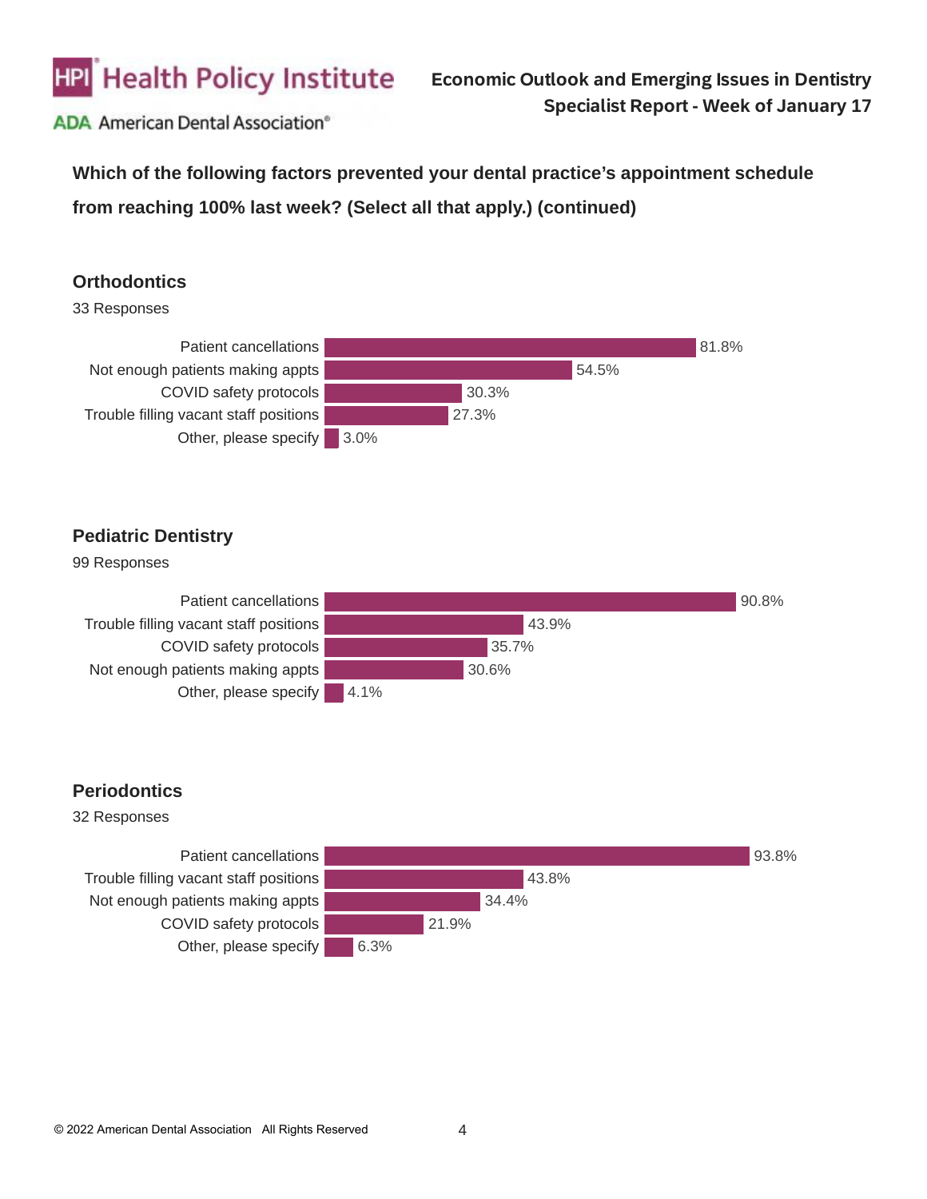**Which of the following factors prevented your dental practice's appointment schedule from reaching 100% last week? (Select all that apply.) (continued)**

## Orthodontics

33 Responses

| Factor | Percent |
|---|---|
| Patient cancellations | 81.8% |
| Not enough patients making appts | 54.5% |
| COVID safety protocols | 30.3% |
| Trouble filling vacant staff positions | 27.3% |
| Other, please specify | 3.0% |

## Pediatric Dentistry

99 Responses

| Factor | Percent |
|---|---|
| Patient cancellations | 90.8% |
| Trouble filling vacant staff positions | 43.9% |
| COVID safety protocols | 35.7% |
| Not enough patients making appts | 30.6% |
| Other, please specify | 4.1% |

## Periodontics

32 Responses

| Factor | Percent |
|---|---|
| Patient cancellations | 93.8% |
| Trouble filling vacant staff positions | 43.8% |
| Not enough patients making appts | 34.4% |
| COVID safety protocols | 21.9% |
| Other, please specify | 6.3% |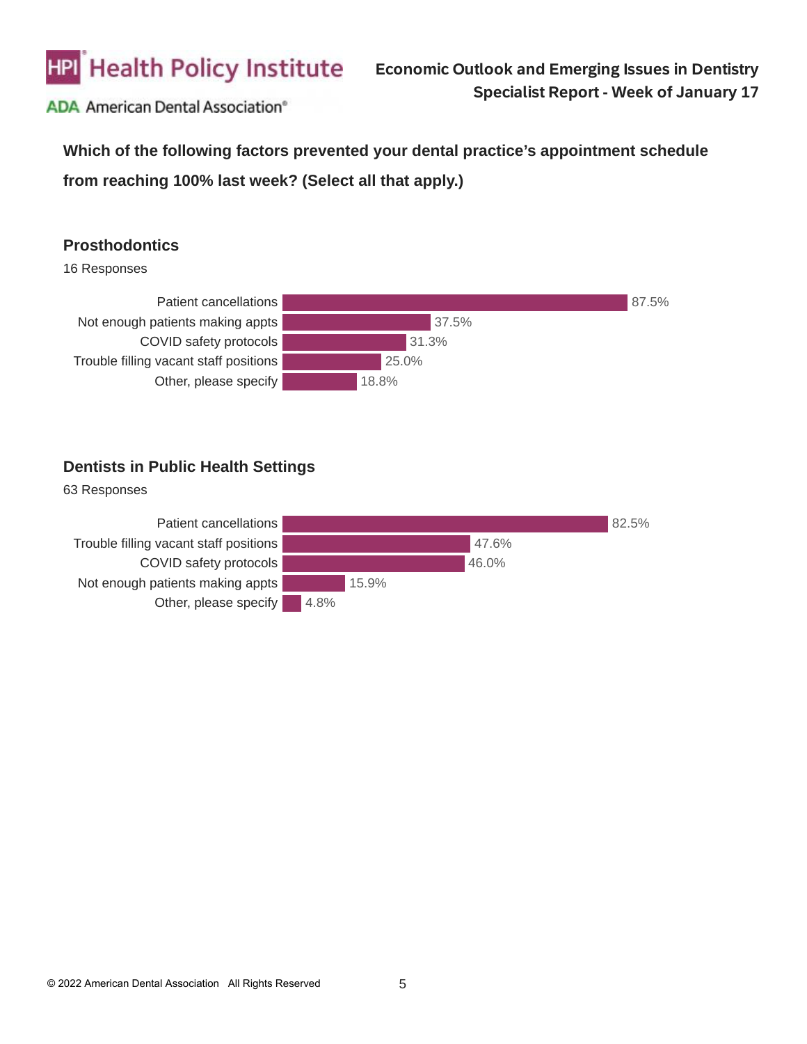**Which of the following factors prevented your dental practice's appointment schedule from reaching 100% last week? (Select all that apply.)**

## Prosthodontics

16 Responses

| Factor | Percent |
|---|---|
| Patient cancellations | 87.5% |
| Not enough patients making appts | 37.5% |
| COVID safety protocols | 31.3% |
| Trouble filling vacant staff positions | 25.0% |
| Other, please specify | 18.8% |

## Dentists in Public Health Settings

63 Responses

| Factor | Percent |
|---|---|
| Patient cancellations | 82.5% |
| Trouble filling vacant staff positions | 47.6% |
| COVID safety protocols | 46.0% |
| Not enough patients making appts | 15.9% |
| Other, please specify | 4.8% |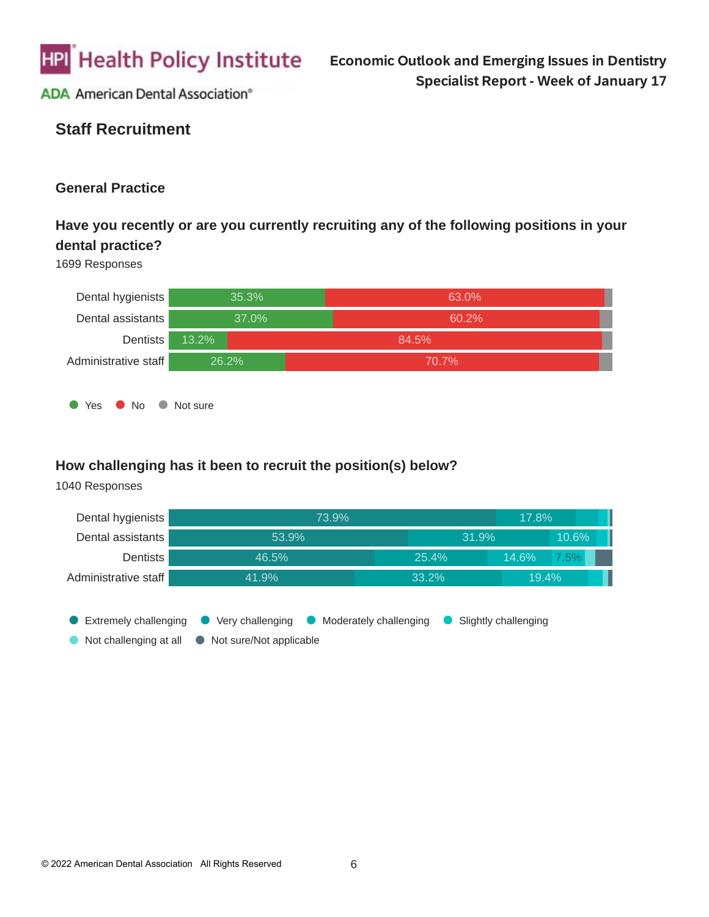# Staff Recruitment

## General Practice

### Have you recently or are you currently recruiting any of the following positions in your dental practice?

1699 Responses

| Position | Yes | No | Not sure |
|---|---|---|---|
| Dental hygienists | 35.3% | 63.0% | |
| Dental assistants | 37.0% | 60.2% | |
| Dentists | 13.2% | 84.5% | |
| Administrative staff | 26.2% | 70.7% | |

### How challenging has it been to recruit the position(s) below?

1040 Responses

| Position | Extremely challenging | Very challenging | Moderately challenging | Slightly challenging | Not challenging at all | Not sure/Not applicable |
|---|---|---|---|---|---|---|
| Dental hygienists | 73.9% | 17.8% | | | | |
| Dental assistants | 53.9% | 31.9% | 10.6% | | | |
| Dentists | 46.5% | 25.4% | 14.6% | 7.5% | | |
| Administrative staff | 41.9% | 33.2% | 19.4% | | | |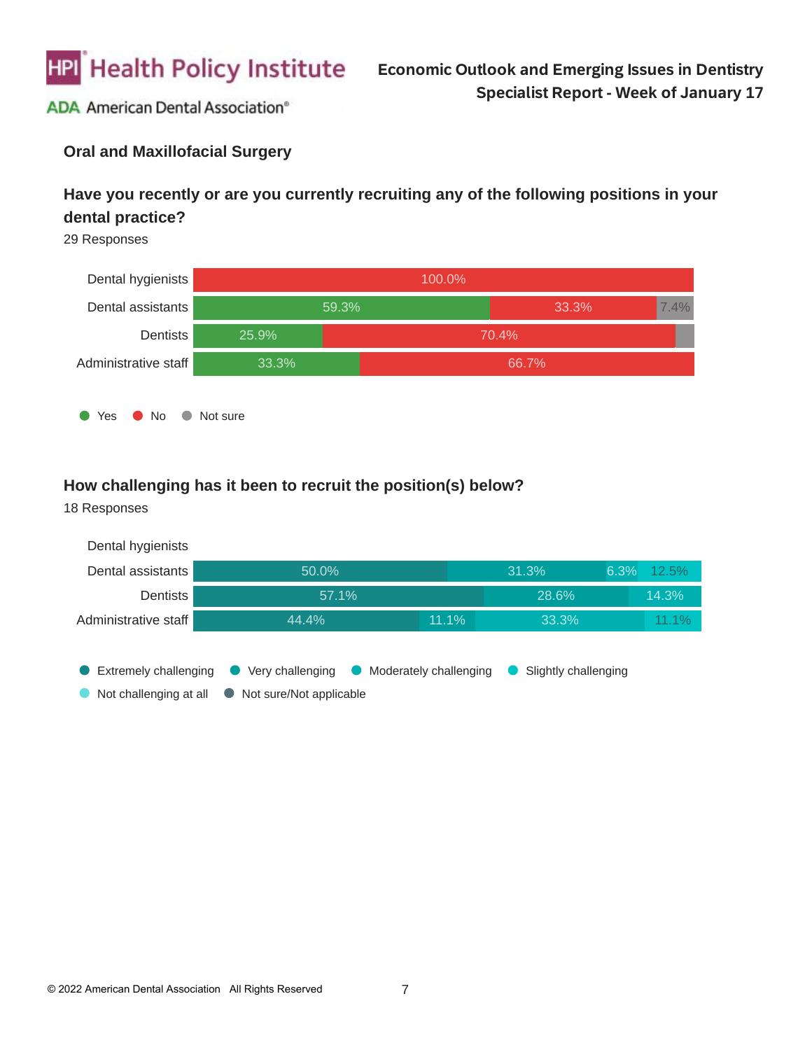## Oral and Maxillofacial Surgery

### Have you recently or are you currently recruiting any of the following positions in your dental practice?

29 Responses

| | Yes | No | Not sure |
|---|---|---|---|
| Dental hygienists | | 100.0% | |
| Dental assistants | 59.3% | 33.3% | 7.4% |
| Dentists | 25.9% | 70.4% | |
| Administrative staff | 33.3% | 66.7% | |

### How challenging has it been to recruit the position(s) below?

18 Responses

| | Extremely challenging | Very challenging | Moderately challenging | Slightly challenging | Not challenging at all | Not sure/Not applicable |
|---|---|---|---|---|---|---|
| Dental hygienists | | | | | | |
| Dental assistants | 50.0% | 31.3% | 6.3% | 12.5% | | |
| Dentists | 57.1% | 28.6% | 14.3% | | | |
| Administrative staff | 44.4% | 11.1% | 33.3% | 11.1% | | |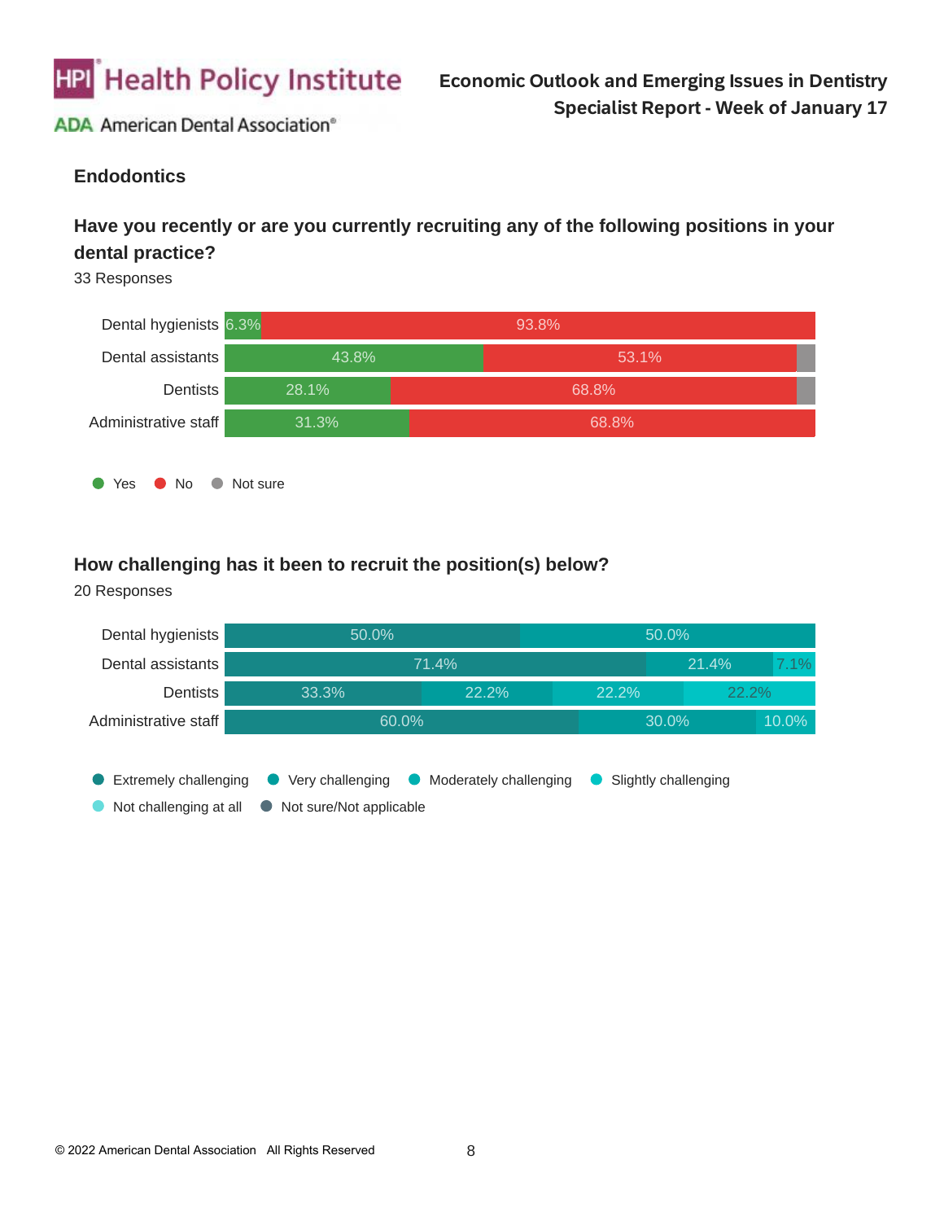## Endodontics

### Have you recently or are you currently recruiting any of the following positions in your dental practice?

33 Responses

| | Yes | No | Not sure |
|---|---|---|---|
| Dental hygienists | 6.3% | 93.8% | |
| Dental assistants | 43.8% | 53.1% | |
| Dentists | 28.1% | 68.8% | |
| Administrative staff | 31.3% | 68.8% | |

### How challenging has it been to recruit the position(s) below?

20 Responses

| | Segment 1 | Segment 2 | Segment 3 | Segment 4 |
|---|---|---|---|---|
| Dental hygienists | 50.0% | 50.0% | | |
| Dental assistants | 71.4% | 21.4% | 7.1% | |
| Dentists | 33.3% | 22.2% | 22.2% | 22.2% |
| Administrative staff | 60.0% | 30.0% | 10.0% | |

Legend: Extremely challenging, Very challenging, Moderately challenging, Slightly challenging, Not challenging at all, Not sure/Not applicable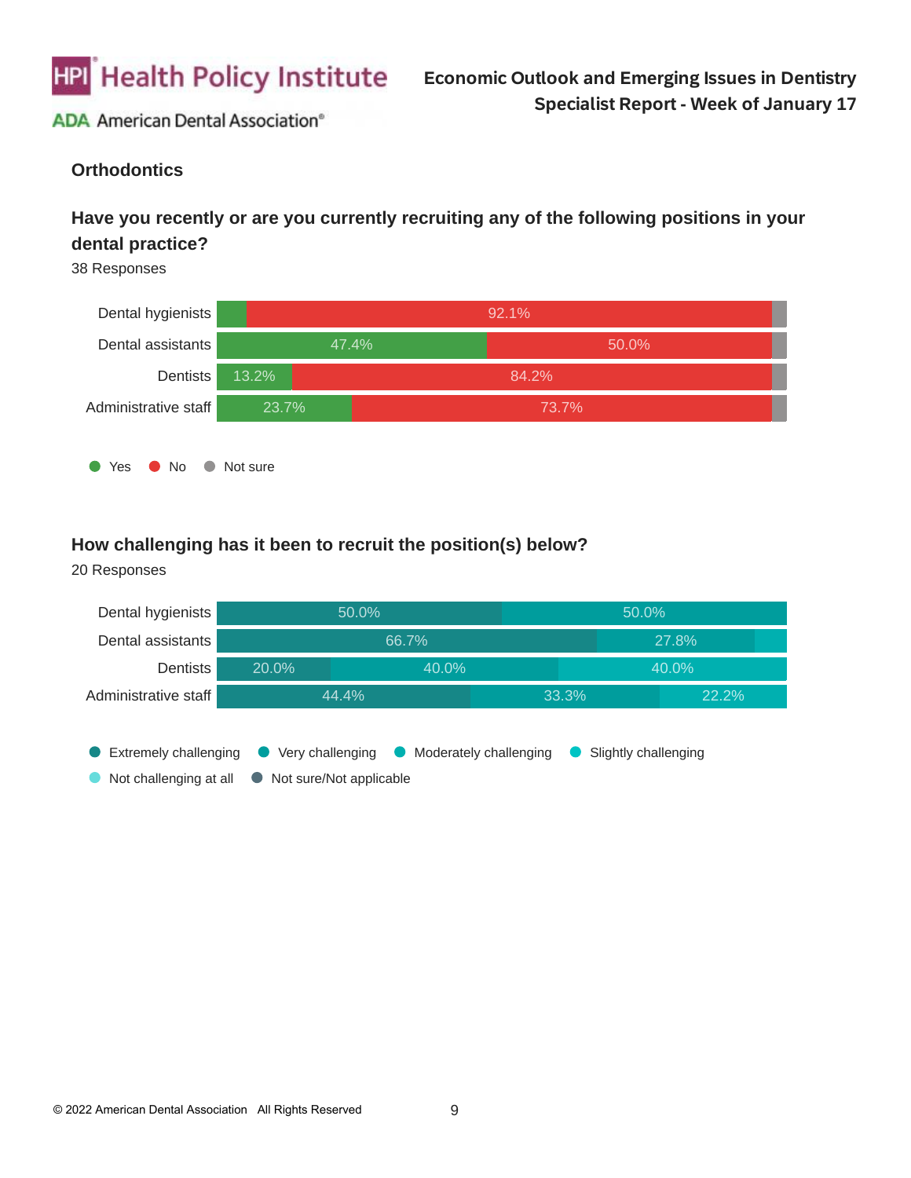## Orthodontics

### Have you recently or are you currently recruiting any of the following positions in your dental practice?

38 Responses

| | Yes | No | Not sure |
|---|---|---|---|
| Dental hygienists | | 92.1% | |
| Dental assistants | 47.4% | 50.0% | |
| Dentists | 13.2% | 84.2% | |
| Administrative staff | 23.7% | 73.7% | |

### How challenging has it been to recruit the position(s) below?

20 Responses

| | Segment 1 | Segment 2 | Segment 3 | Segment 4 |
|---|---|---|---|---|
| Dental hygienists | 50.0% | 50.0% | | |
| Dental assistants | 66.7% | 27.8% | | |
| Dentists | 20.0% | 40.0% | 40.0% | |
| Administrative staff | 44.4% | 33.3% | 22.2% | |

Legend: Extremely challenging, Very challenging, Moderately challenging, Slightly challenging, Not challenging at all, Not sure/Not applicable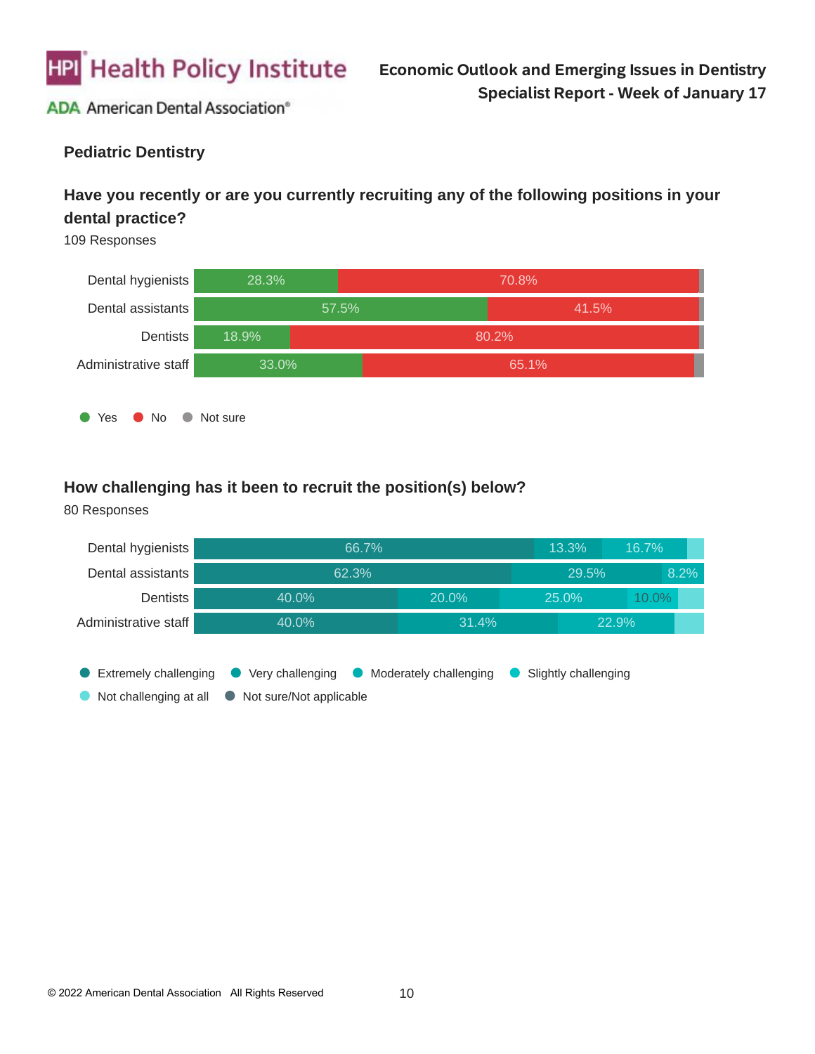# Pediatric Dentistry

### Have you recently or are you currently recruiting any of the following positions in your dental practice?

109 Responses

| | Yes | No |
|---|---|---|
| Dental hygienists | 28.3% | 70.8% |
| Dental assistants | 57.5% | 41.5% |
| Dentists | 18.9% | 80.2% |
| Administrative staff | 33.0% | 65.1% |

● Yes ● No ● Not sure

### How challenging has it been to recruit the position(s) below?

80 Responses

| | | | | |
|---|---|---|---|---|
| Dental hygienists | 66.7% | 13.3% | 16.7% | |
| Dental assistants | 62.3% | 29.5% | 8.2% | |
| Dentists | 40.0% | 20.0% | 25.0% | 10.0% |
| Administrative staff | 40.0% | 31.4% | 22.9% | |

● Extremely challenging ● Very challenging ● Moderately challenging ● Slightly challenging ● Not challenging at all ● Not sure/Not applicable

© 2022 American Dental Association All Rights Reserved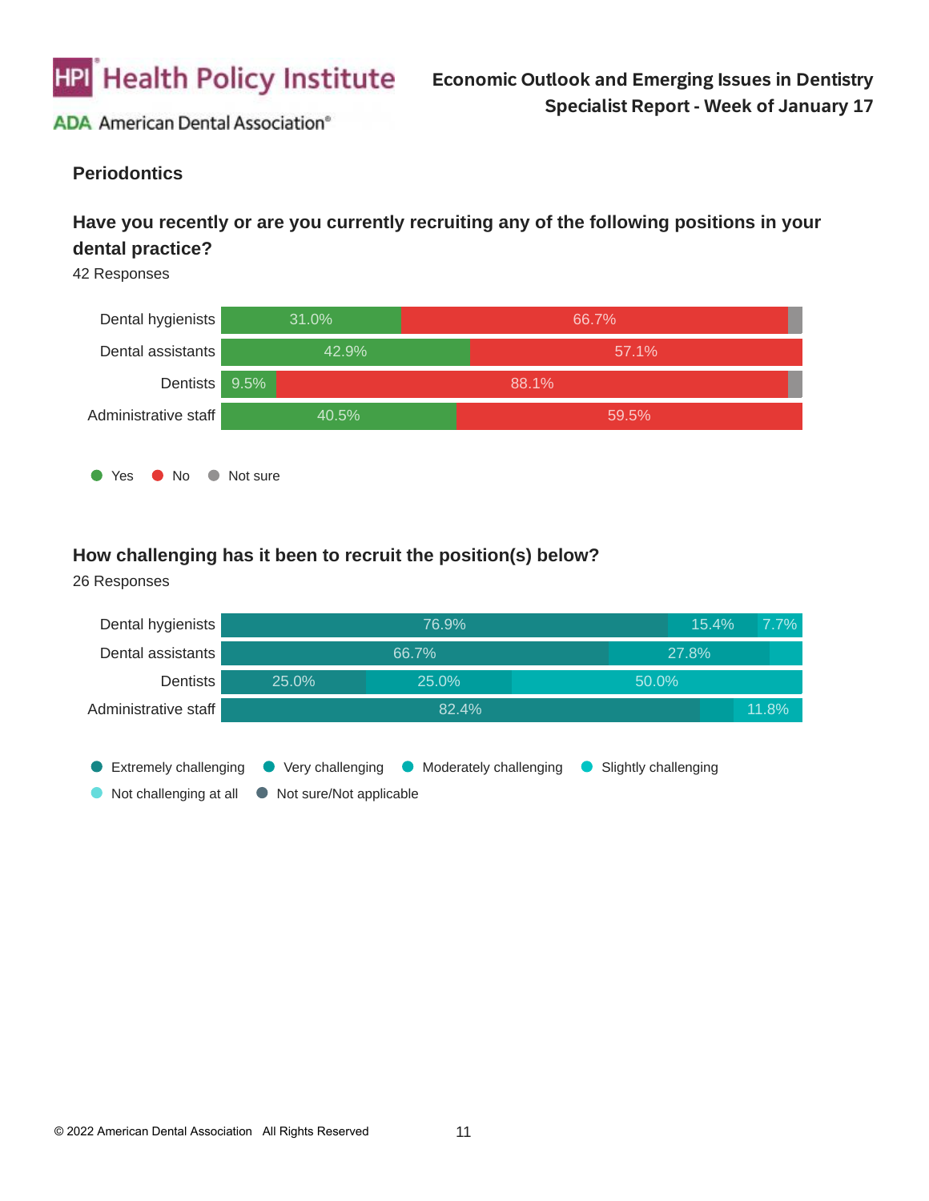## Periodontics

### Have you recently or are you currently recruiting any of the following positions in your dental practice?

42 Responses

| | Yes | No | Not sure |
|---|---|---|---|
| Dental hygienists | 31.0% | 66.7% | |
| Dental assistants | 42.9% | 57.1% | |
| Dentists | 9.5% | 88.1% | |
| Administrative staff | 40.5% | 59.5% | |

### How challenging has it been to recruit the position(s) below?

26 Responses

| | Extremely challenging | Very challenging | Moderately challenging | Slightly challenging | Not challenging at all | Not sure/Not applicable |
|---|---|---|---|---|---|---|
| Dental hygienists | 76.9% | 15.4% | 7.7% | | | |
| Dental assistants | 66.7% | 27.8% | | | | |
| Dentists | 25.0% | 25.0% | 50.0% | | | |
| Administrative staff | 82.4% | | 11.8% | | | |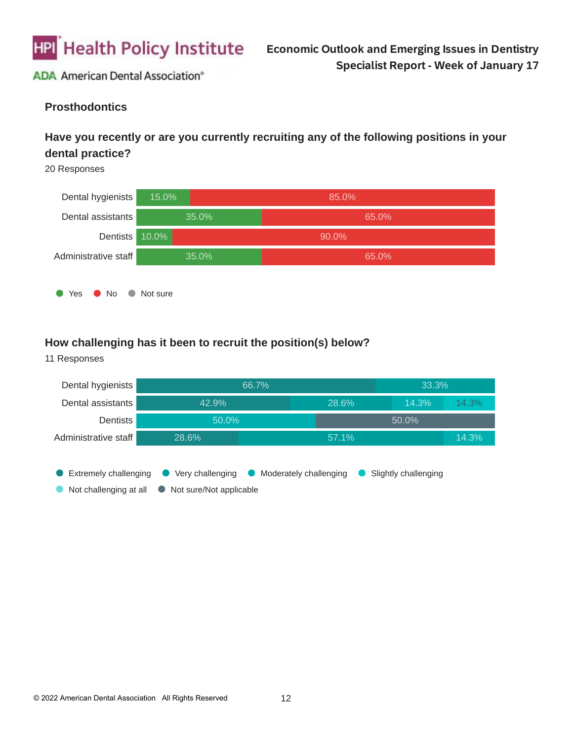# Prosthodontics

## Have you recently or are you currently recruiting any of the following positions in your dental practice?

20 Responses

| | Yes | No | Not sure |
|---|---|---|---|
| Dental hygienists | 15.0% | 85.0% | |
| Dental assistants | 35.0% | 65.0% | |
| Dentists | 10.0% | 90.0% | |
| Administrative staff | 35.0% | 65.0% | |

## How challenging has it been to recruit the position(s) below?

11 Responses

| | Extremely challenging | Very challenging | Moderately challenging | Slightly challenging | Not challenging at all | Not sure/Not applicable |
|---|---|---|---|---|---|---|
| Dental hygienists | 66.7% | 33.3% | | | | |
| Dental assistants | 42.9% | 28.6% | 14.3% | 14.3% | | |
| Dentists | | | | 50.0% | | 50.0% |
| Administrative staff | 28.6% | 57.1% | 14.3% | | | |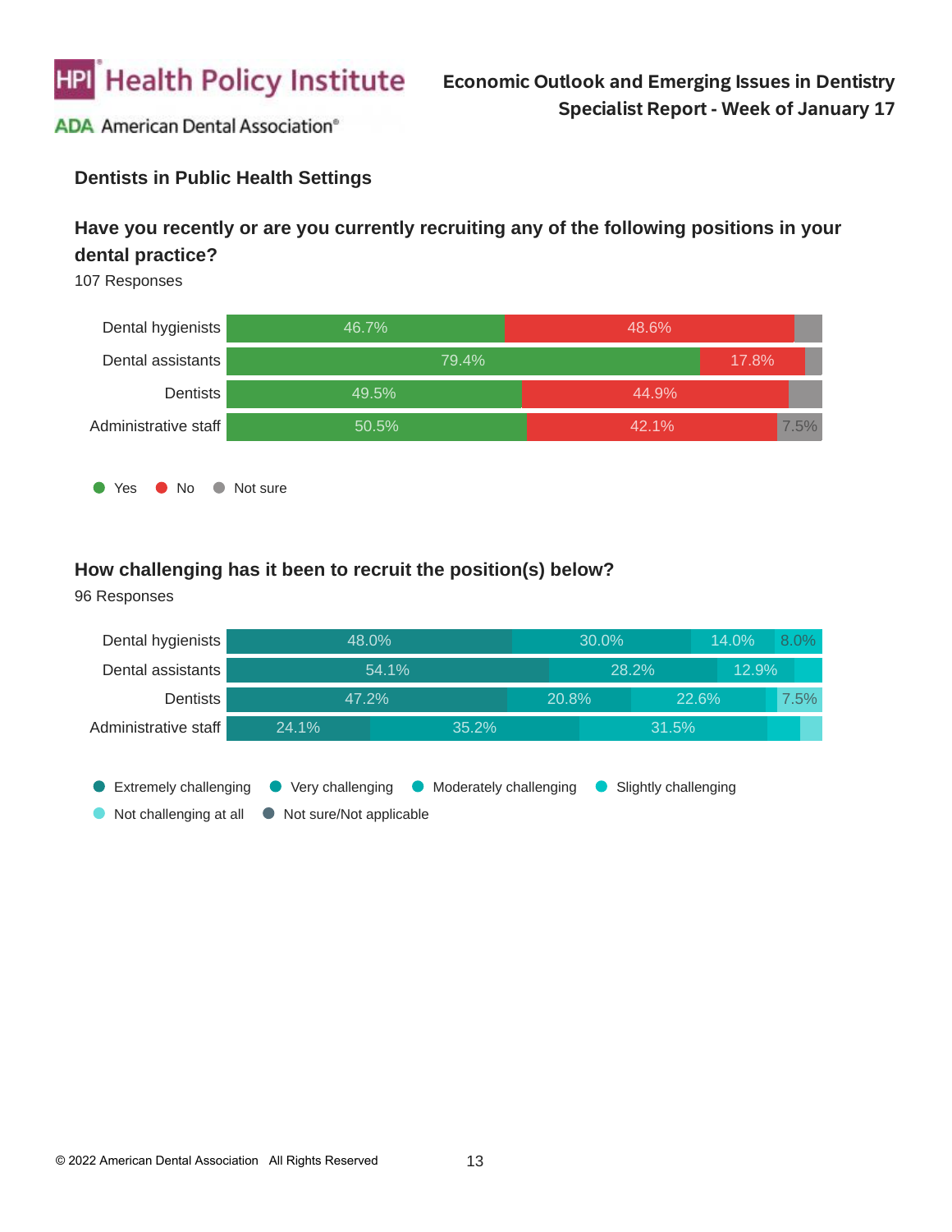## Dentists in Public Health Settings

### Have you recently or are you currently recruiting any of the following positions in your dental practice?

107 Responses

| Position | Yes | No | Not sure |
|---|---|---|---|
| Dental hygienists | 46.7% | 48.6% | |
| Dental assistants | 79.4% | 17.8% | |
| Dentists | 49.5% | 44.9% | |
| Administrative staff | 50.5% | 42.1% | 7.5% |

### How challenging has it been to recruit the position(s) below?

96 Responses

| Position | Extremely challenging | Very challenging | Moderately challenging | Slightly challenging | Not challenging at all | Not sure/Not applicable |
|---|---|---|---|---|---|---|
| Dental hygienists | 48.0% | 30.0% | 14.0% | 8.0% | | |
| Dental assistants | 54.1% | 28.2% | 12.9% | | | |
| Dentists | 47.2% | 20.8% | 22.6% | | 7.5% | |
| Administrative staff | 24.1% | 35.2% | 31.5% | | | |

© 2022 American Dental Association All Rights Reserved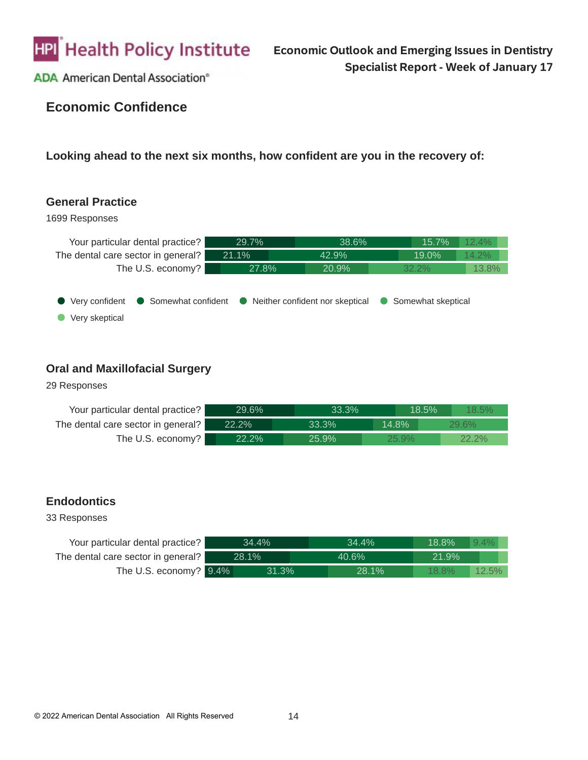## Economic Confidence

**Looking ahead to the next six months, how confident are you in the recovery of:**

### General Practice

1699 Responses

| | Very confident | Somewhat confident | Neither confident nor skeptical | Somewhat skeptical | Very skeptical |
|---|---|---|---|---|---|
| Your particular dental practice? | 29.7% | 38.6% | 15.7% | 12.4% | |
| The dental care sector in general? | 21.1% | 42.9% | 19.0% | 14.2% | |
| The U.S. economy? | | 27.8% | 20.9% | 32.2% | 13.8% |

● Very confident ● Somewhat confident ● Neither confident nor skeptical ● Somewhat skeptical ● Very skeptical

### Oral and Maxillofacial Surgery

29 Responses

| | Very confident | Somewhat confident | Neither confident nor skeptical | Somewhat skeptical | Very skeptical |
|---|---|---|---|---|---|
| Your particular dental practice? | 29.6% | 33.3% | 18.5% | 18.5% | |
| The dental care sector in general? | 22.2% | 33.3% | 14.8% | 29.6% | |
| The U.S. economy? | | 22.2% | 25.9% | 25.9% | 22.2% |

### Endodontics

33 Responses

| | Very confident | Somewhat confident | Neither confident nor skeptical | Somewhat skeptical | Very skeptical |
|---|---|---|---|---|---|
| Your particular dental practice? | 34.4% | 34.4% | 18.8% | 9.4% | |
| The dental care sector in general? | 28.1% | 40.6% | 21.9% | | |
| The U.S. economy? | 9.4% | 31.3% | 28.1% | 18.8% | 12.5% |

© 2022 American Dental Association All Rights Reserved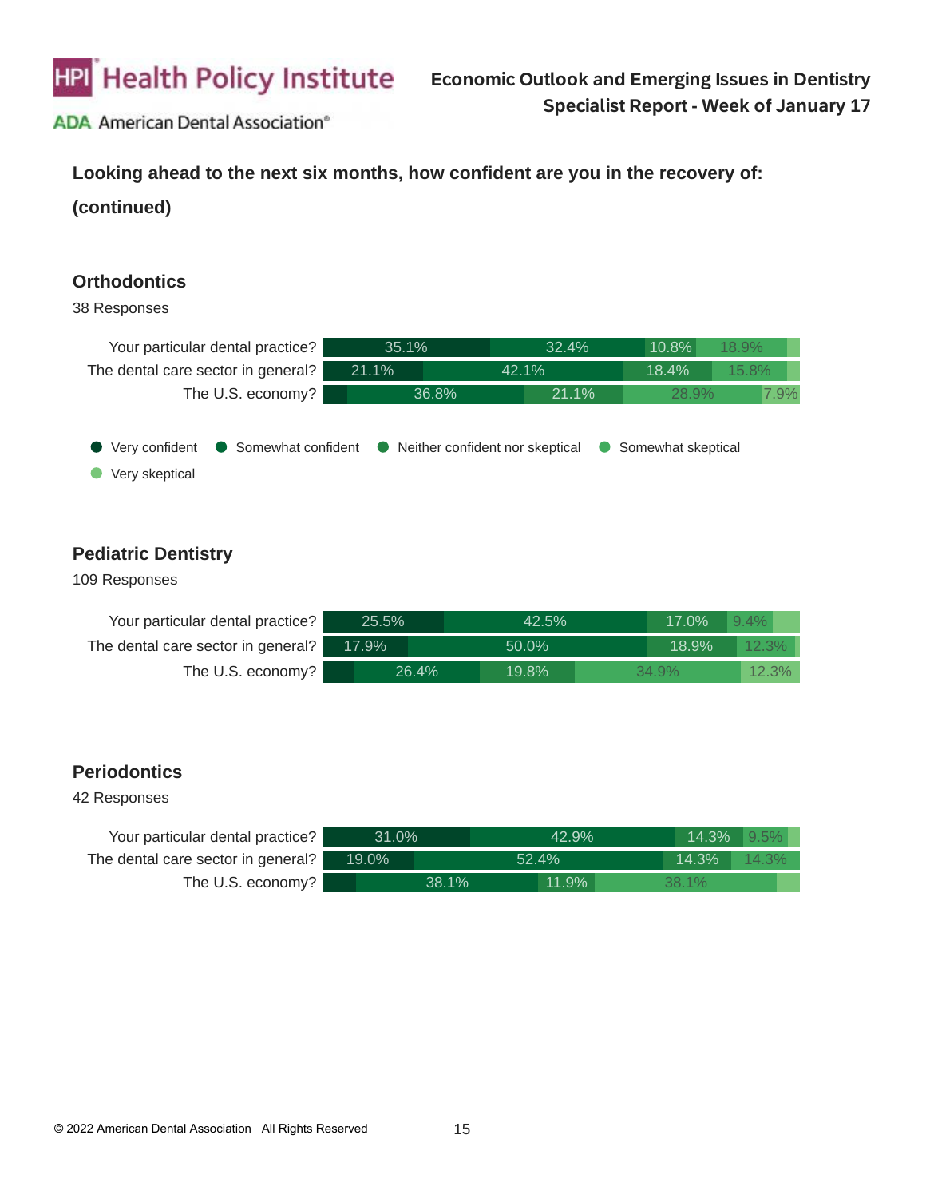## Looking ahead to the next six months, how confident are you in the recovery of: (continued)

### Orthodontics

38 Responses

| | Very confident | Somewhat confident | Neither confident nor skeptical | Somewhat skeptical | Very skeptical |
|---|---|---|---|---|---|
| Your particular dental practice? | 35.1% | 32.4% | 10.8% | 18.9% | |
| The dental care sector in general? | 21.1% | 42.1% | 18.4% | 15.8% | |
| The U.S. economy? | | 36.8% | 21.1% | 28.9% | 7.9% |

● Very confident ● Somewhat confident ● Neither confident nor skeptical ● Somewhat skeptical ● Very skeptical

### Pediatric Dentistry

109 Responses

| | Very confident | Somewhat confident | Neither confident nor skeptical | Somewhat skeptical | Very skeptical |
|---|---|---|---|---|---|
| Your particular dental practice? | 25.5% | 42.5% | 17.0% | 9.4% | |
| The dental care sector in general? | 17.9% | 50.0% | 18.9% | 12.3% | |
| The U.S. economy? | | 26.4% | 19.8% | 34.9% | 12.3% |

### Periodontics

42 Responses

| | Very confident | Somewhat confident | Neither confident nor skeptical | Somewhat skeptical | Very skeptical |
|---|---|---|---|---|---|
| Your particular dental practice? | 31.0% | 42.9% | 14.3% | 9.5% | |
| The dental care sector in general? | 19.0% | 52.4% | 14.3% | 14.3% | |
| The U.S. economy? | | 38.1% | 11.9% | 38.1% | |

© 2022 American Dental Association All Rights Reserved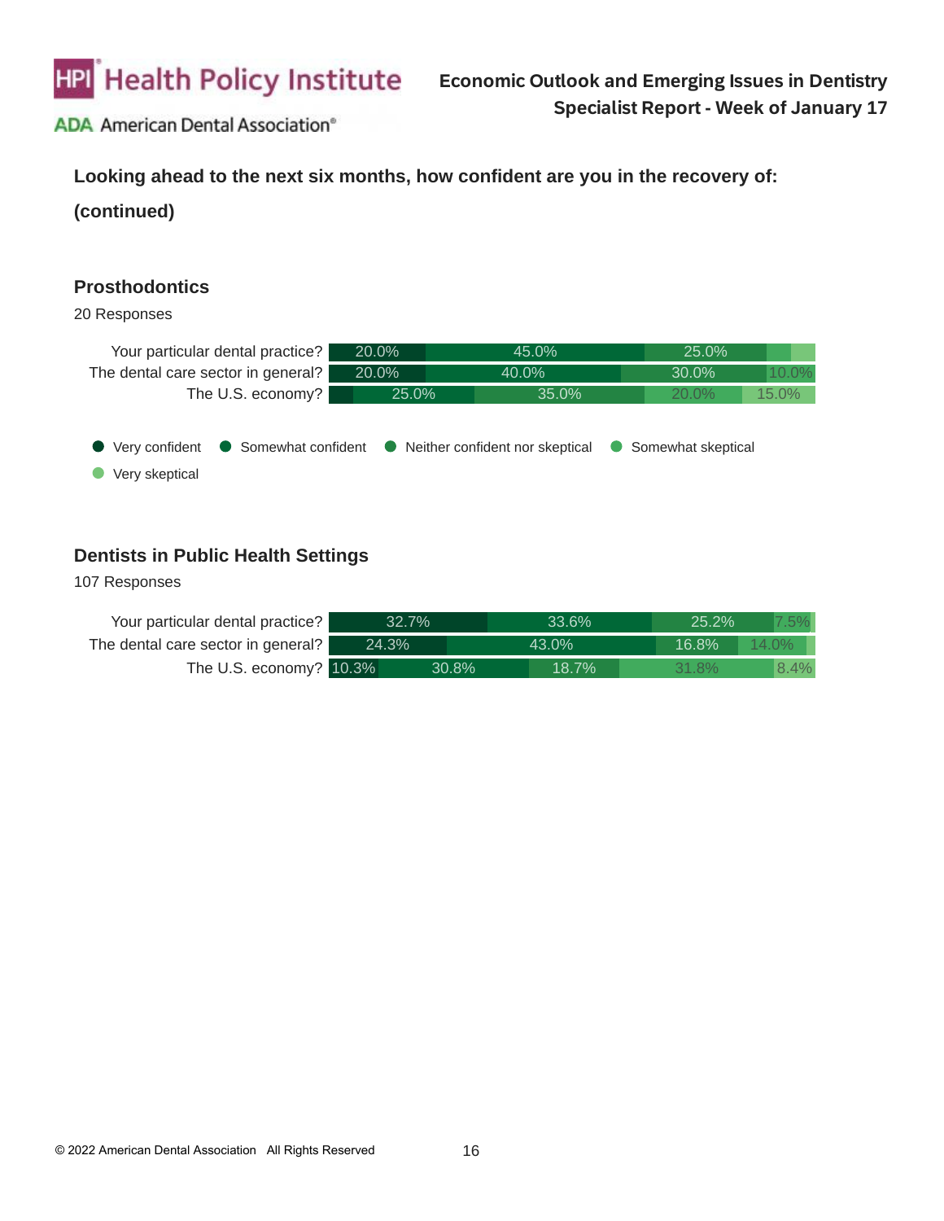**Looking ahead to the next six months, how confident are you in the recovery of:**

**(continued)**

### Prosthodontics

20 Responses

| | Very confident | Somewhat confident | Neither confident nor skeptical | Somewhat skeptical | Very skeptical |
|---|---|---|---|---|---|
| Your particular dental practice? | 20.0% | 45.0% | 25.0% | | |
| The dental care sector in general? | 20.0% | 40.0% | 30.0% | 10.0% | |
| The U.S. economy? | | 25.0% | 35.0% | 20.0% | 15.0% |

### Dentists in Public Health Settings

107 Responses

| | Very confident | Somewhat confident | Neither confident nor skeptical | Somewhat skeptical | Very skeptical |
|---|---|---|---|---|---|
| Your particular dental practice? | 32.7% | 33.6% | 25.2% | 7.5% | |
| The dental care sector in general? | 24.3% | 43.0% | 16.8% | 14.0% | |
| The U.S. economy? | 10.3% | 30.8% | 18.7% | 31.8% | 8.4% |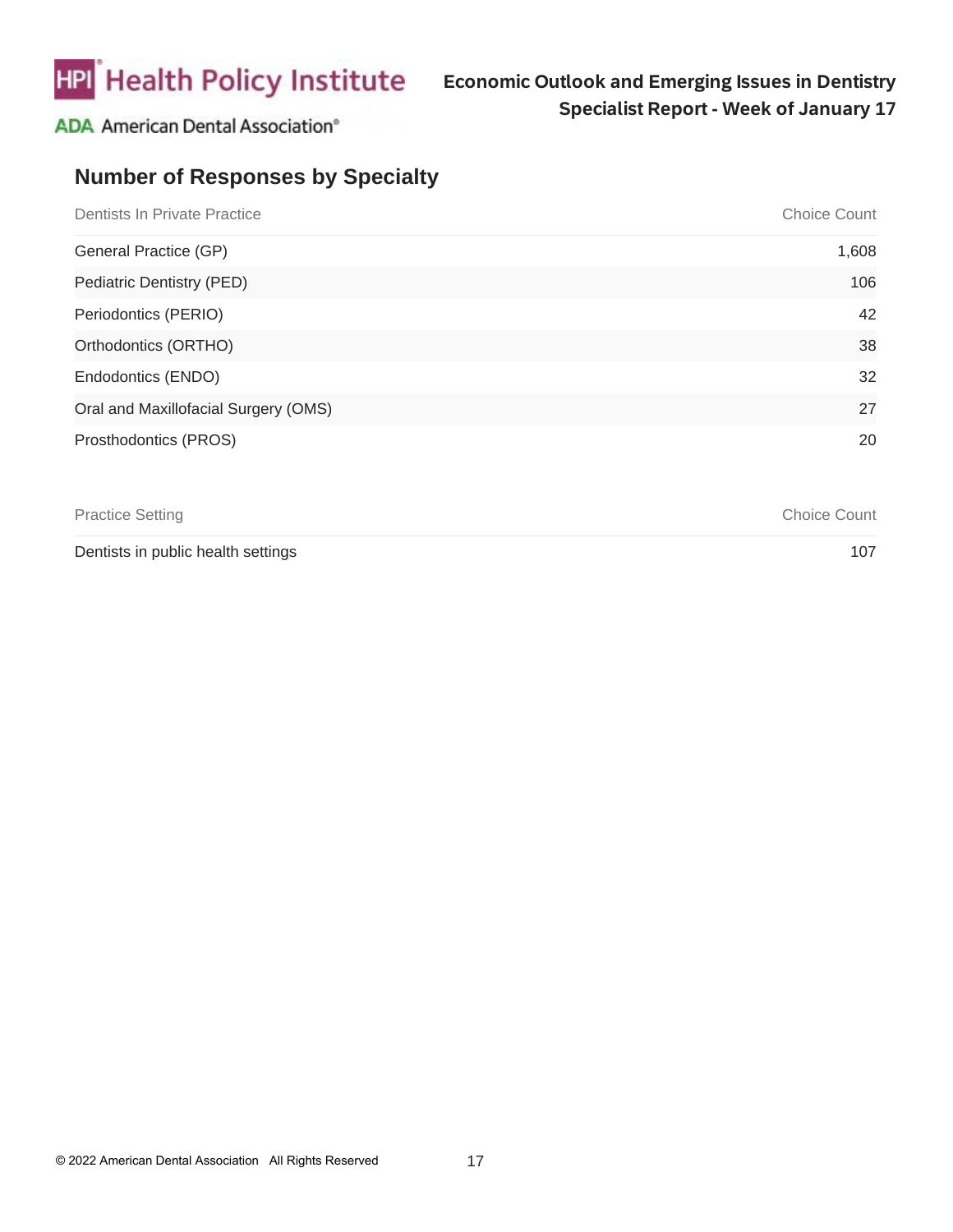## Number of Responses by Specialty

| Dentists In Private Practice | Choice Count |
| --- | --- |
| General Practice (GP) | 1,608 |
| Pediatric Dentistry (PED) | 106 |
| Periodontics (PERIO) | 42 |
| Orthodontics (ORTHO) | 38 |
| Endodontics (ENDO) | 32 |
| Oral and Maxillofacial Surgery (OMS) | 27 |
| Prosthodontics (PROS) | 20 |

| Practice Setting | Choice Count |
| --- | --- |
| Dentists in public health settings | 107 |